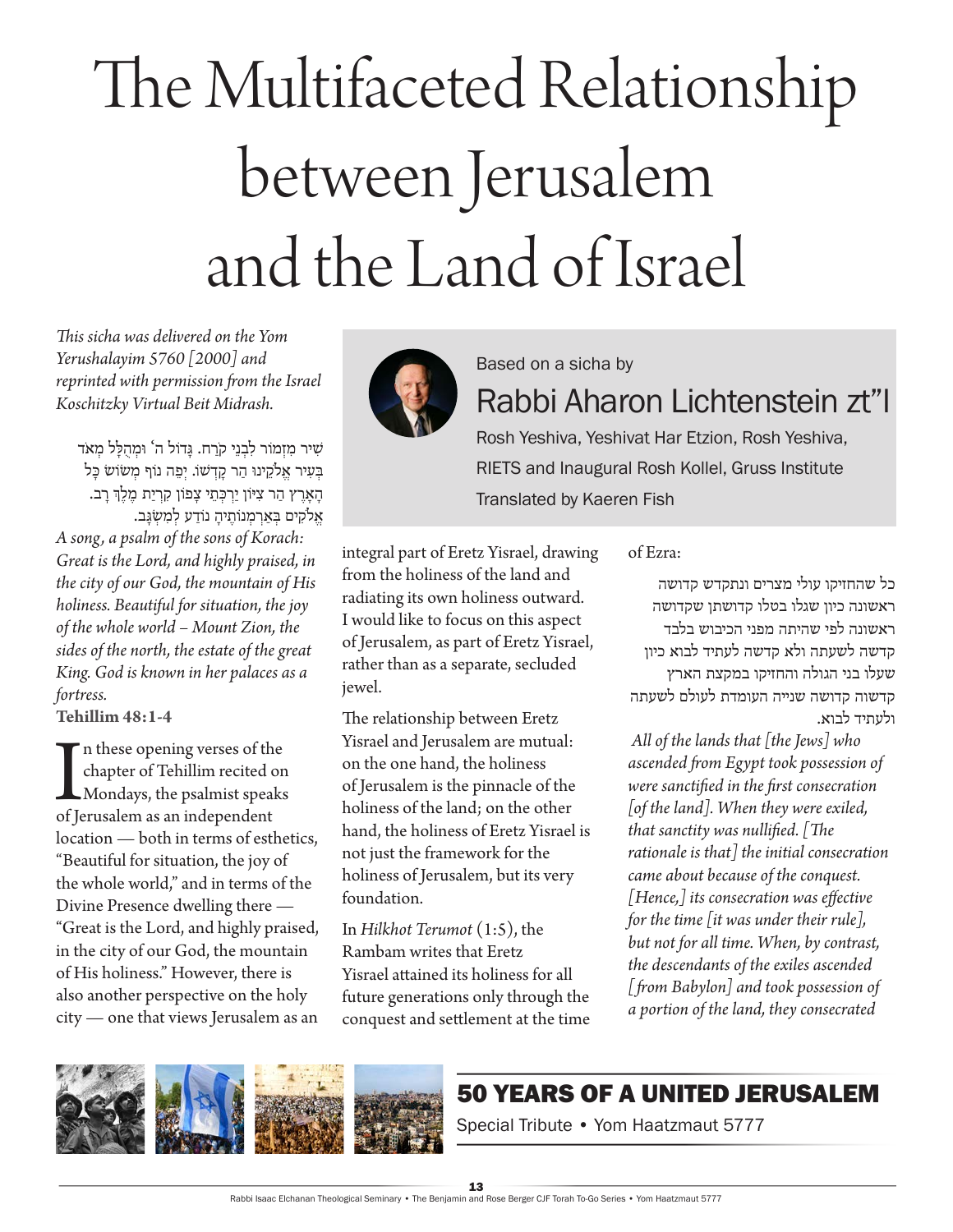# The Multifaceted Relationship between Jerusalem and the Land of Israel

Based on a sicha by

## Rabbi Aharon Lichtenstein zt"l

Rosh Yeshiva, Yeshivat Har Etzion, Rosh Yeshiva, RIETS and Inaugural Rosh Kollel, Gruss Institute

Translated by Kaeren Fish

*This sicha was delivered on the Yom Yerushalayim 5760 [2000] and reprinted with permission from the Israel Koschitzky Virtual Beit Midrash.*

שִׁיר מִזְמוֹר לִבְנֵי קֹרַח. גָּדוֹל ה' וּמְהֻלָּל מְאֹד בְּעִיר אֱלֹקֵינוּ הַר קָדְשׁוֹ. יְפֵה נוֹף מְשׂוֹשׂ כָּל הָאָרֶץ הַר צִיּוֹן יַרְכְּתֵי צָפוֹן קִרְיַת מֶלֶךְ רָב. אֱלֹקִים בְּאַרְמְנוֹתֶיהָ נוֹדַע לְמִשְׂגָּב.

*A song, a psalm of the sons of Korach: Great is the Lord, and highly praised, in the city of our God, the mountain of His holiness. Beautiful for situation, the joy of the whole world – Mount Zion, the sides of the north, the estate of the great King. God is known in her palaces as a fortress.*

**Tehillim 48:1-4**

In these opening verses of the chapter of Tehillim recited on Mondays, the psalmist speaks of Jerusalem as an independent location — both in terms of esthetics, "Beautiful for situation, the joy of the whole world," and in terms of the Divine Presence dwelling there — "Great is the Lord, and highly praised, in the city of our God, the mountain of His holiness." However, there is also another perspective on the holy city — one that views Jerusalem as an integral part of Eretz Yisrael, drawing from the holiness of the land and radiating its own holiness outward. I would like to focus on this aspect of Jerusalem, as part of Eretz Yisrael, rather than as a separate, secluded jewel.

The relationship between Eretz Yisrael and Jerusalem are mutual: on the one hand, the holiness of Jerusalem is the pinnacle of the holiness of the land; on the other hand, the holiness of Eretz Yisrael is not just the framework for the holiness of Jerusalem, but its very foundation.

In *Hilkhot Terumot* (1:5), the Rambam writes that Eretz Yisrael attained its holiness for all future generations only through the conquest and settlement at the time of Ezra:

כל שהחזיקו עולי מצרים ונתקדש קדושה ראשונה כיון שגלו בטלו קדושתן שקדושה ראשונה לפי שהיתה מפני הכיבוש בלבד קדשה לשעתה ולא קדשה לעתיד לבוא כיון שעלו בני הגולה והחזיקו במקצת הארץ קדשוה קדושה שנייה העומדת לעולם לשעתה ולעתיד לבוא.

*All of the lands that [the Jews] who ascended from Egypt took possession of were sanctified in the first consecration [of the land]. When they were exiled, that sanctity was nullified. [The rationale is that] the initial consecration came about because of the conquest. [Hence,] its consecration was effective for the time [it was under their rule], but not for all time. When, by contrast, the descendants of the exiles ascended [from Babylon] and took possession of a portion of the land, they consecrated*

**50 YEARS OF A UNITED JERUSALEM**

Special Tribute • Yom Haatzmaut 5777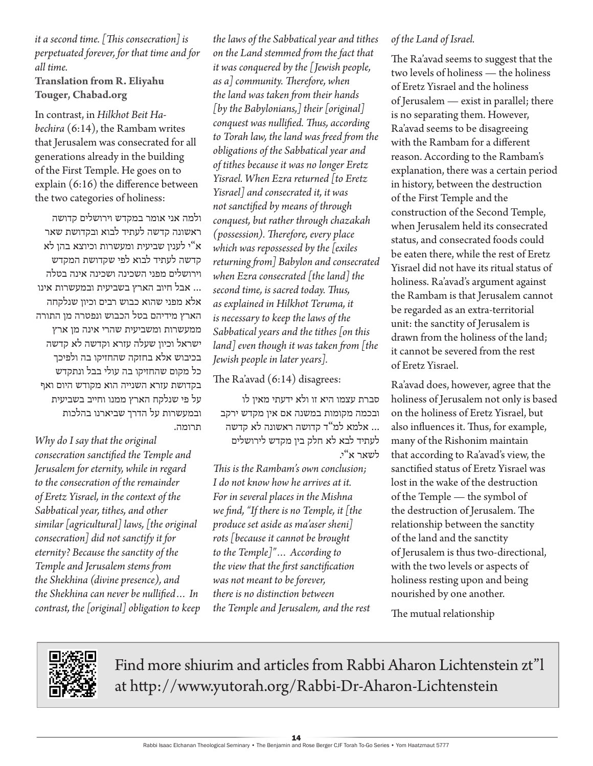*it a second time. [This consecration] is perpetuated forever, for that time and for all time.*

**Translation from R. Eliyahu Touger, Chabad.org**

In contrast, in *Hilkhot Beit Ha-bechira* (6:14), the Rambam writes that Jerusalem was consecrated for all generations already in the building of the First Temple. He goes on to explain (6:16) the difference between the two categories of holiness:

ולמה אני אומר במקדש וירושלים קדושה ראשונה קדשה לעתיד לבוא ובקדושת שאר א"י לענין שביעית ומעשרות וכיוצא בהן לא קדשה לעתיד לבוא לפי שקדושת המקדש וירושלים מפני השכינה ושכינה אינה בטלה ... אבל חיוב הארץ בשביעית ובמעשרות אינו אלא מפני שהוא כבוש רבים וכיון שנלקחה הארץ מידיהם בטל הכבוש ונפטרה מן התורה ממעשרות ומשביעית שהרי אינה מן ארץ ישראל וכיון שעלה עזרא וקדשה לא קדשה בכיבוש אלא בחזקה שהחזיקו בה ולפיכך כל מקום שהחזיקו בה עולי בבל ונתקדש בקדושת עזרא השנייה הוא מקודש היום ואף על פי שנלקח הארץ ממנו וחייב בשביעית ובמעשרות על הדרך שביארנו בהלכות תרומה.

*Why do I say that the original consecration sanctified the Temple and Jerusalem for eternity, while in regard to the consecration of the remainder of Eretz Yisrael, in the context of the Sabbatical year, tithes, and other similar [agricultural] laws, [the original consecration] did not sanctify it for eternity? Because the sanctity of the Temple and Jerusalem stems from the Shekhina (divine presence), and the Shekhina can never be nullified… In contrast, the [original] obligation to keep the laws of the Sabbatical year and tithes on the Land stemmed from the fact that it was conquered by the [Jewish people, as a] community. Therefore, when the land was taken from their hands [by the Babylonians,] their [original] conquest was nullified. Thus, according to Torah law, the land was freed from the obligations of the Sabbatical year and of tithes because it was no longer Eretz Yisrael. When Ezra returned [to Eretz Yisrael] and consecrated it, it was not sanctified by means of through conquest, but rather through chazakah (possession). Therefore, every place which was repossessed by the [exiles returning from] Babylon and consecrated when Ezra consecrated [the land] the second time, is sacred today. Thus, as explained in Hilkhot Teruma, it is necessary to keep the laws of the Sabbatical years and the tithes [on this land] even though it was taken from [the Jewish people in later years].*

The Ra'avad (6:14) disagrees:

סברת עצמו היא זו ולא ידעתי מאין לו ובכמה מקומות במשנה אם אין מקדש ירקב ... אלמא למ"ד קדושה ראשונה לא קדשה לעתיד לבא לא חלק בין מקדש לירושלים לשאר א"י.

*This is the Rambam's own conclusion; I do not know how he arrives at it. For in several places in the Mishna we find, "If there is no Temple, it [the produce set aside as ma'aser sheni] rots [because it cannot be brought to the Temple]"… According to the view that the first sanctification was not meant to be forever, there is no distinction between the Temple and Jerusalem, and the rest of the Land of Israel.*

The Ra'avad seems to suggest that the two levels of holiness — the holiness of Eretz Yisrael and the holiness of Jerusalem — exist in parallel; there is no separating them. However, Ra'avad seems to be disagreeing with the Rambam for a different reason. According to the Rambam's explanation, there was a certain period in history, between the destruction of the First Temple and the construction of the Second Temple, when Jerusalem held its consecrated status, and consecrated foods could be eaten there, while the rest of Eretz Yisrael did not have its ritual status of holiness. Ra'avad's argument against the Rambam is that Jerusalem cannot be regarded as an extra-territorial unit: the sanctity of Jerusalem is drawn from the holiness of the land; it cannot be severed from the rest of Eretz Yisrael.

Ra'avad does, however, agree that the holiness of Jerusalem not only is based on the holiness of Eretz Yisrael, but also influences it. Thus, for example, many of the Rishonim maintain that according to Ra'avad's view, the sanctified status of Eretz Yisrael was lost in the wake of the destruction of the Temple — the symbol of the destruction of Jerusalem. The relationship between the sanctity of the land and the sanctity of Jerusalem is thus two-directional, with the two levels or aspects of holiness resting upon and being nourished by one another.

The mutual relationship

Find more shiurim and articles from Rabbi Aharon Lichtenstein zt"l at http://www.yutorah.org/Rabbi-Dr-Aharon-Lichtenstein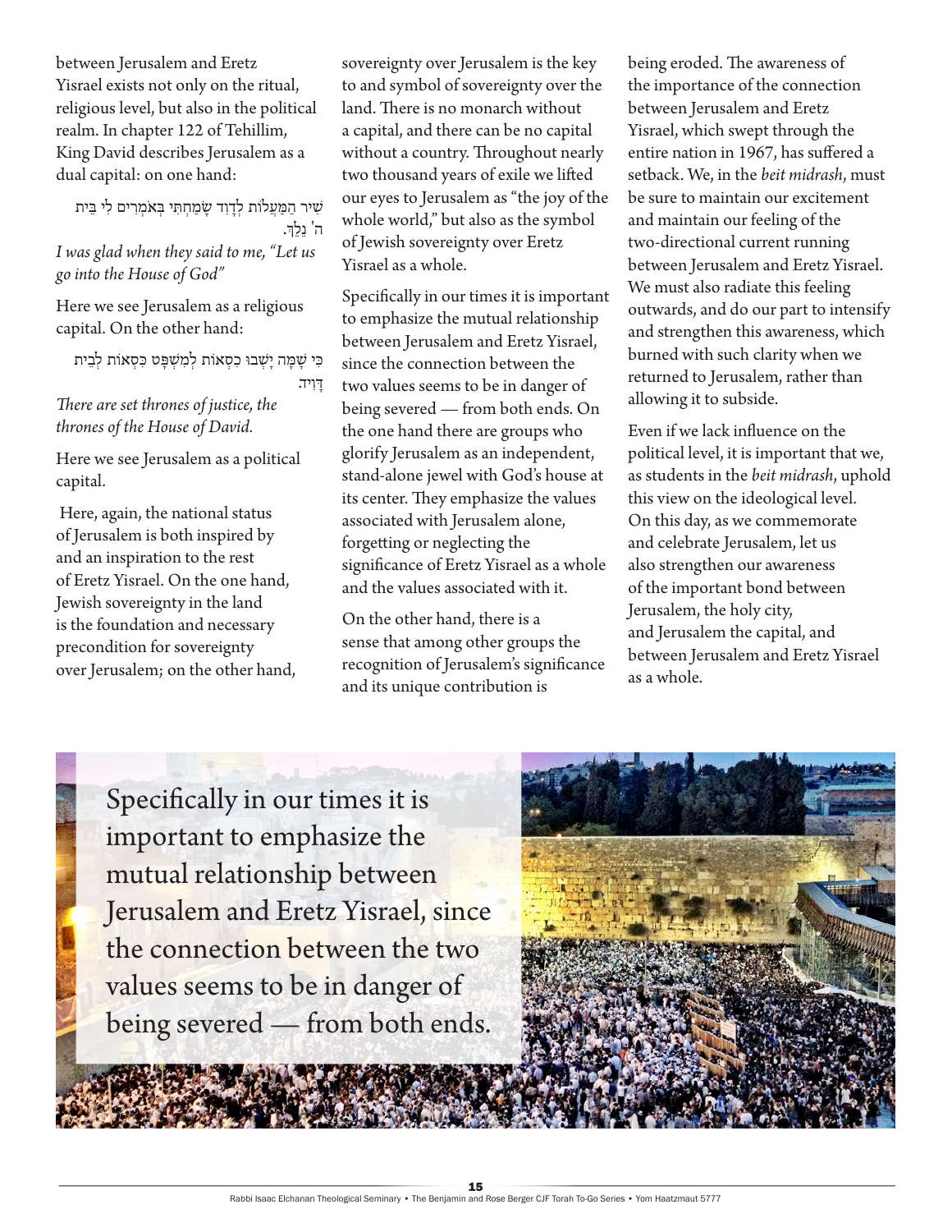between Jerusalem and Eretz Yisrael exists not only on the ritual, religious level, but also in the political realm. In chapter 122 of Tehillim, King David describes Jerusalem as a dual capital: on one hand:

שִׁיר הַמַּעֲלוֹת לְדָוִד שָׂמַחְתִּי בְּאֹמְרִים לִי בֵּית ה' נֵלֵךְ.

*I was glad when they said to me, "Let us go into the House of God"*

Here we see Jerusalem as a religious capital. On the other hand:

כִּי שָׁמָּה יָשְׁבוּ כִסְאוֹת לְמִשְׁפָּט כִּסְאוֹת לְבֵית דָּוִיד.

*There are set thrones of justice, the thrones of the House of David.*

Here we see Jerusalem as a political capital.

Here, again, the national status of Jerusalem is both inspired by and an inspiration to the rest of Eretz Yisrael. On the one hand, Jewish sovereignty in the land is the foundation and necessary precondition for sovereignty over Jerusalem; on the other hand, sovereignty over Jerusalem is the key to and symbol of sovereignty over the land. There is no monarch without a capital, and there can be no capital without a country. Throughout nearly two thousand years of exile we lifted our eyes to Jerusalem as "the joy of the whole world," but also as the symbol of Jewish sovereignty over Eretz Yisrael as a whole.

Specifically in our times it is important to emphasize the mutual relationship between Jerusalem and Eretz Yisrael, since the connection between the two values seems to be in danger of being severed — from both ends. On the one hand there are groups who glorify Jerusalem as an independent, stand-alone jewel with God's house at its center. They emphasize the values associated with Jerusalem alone, forgetting or neglecting the significance of Eretz Yisrael as a whole and the values associated with it.

On the other hand, there is a sense that among other groups the recognition of Jerusalem's significance and its unique contribution is being eroded. The awareness of the importance of the connection between Jerusalem and Eretz Yisrael, which swept through the entire nation in 1967, has suffered a setback. We, in the *beit midrash*, must be sure to maintain our excitement and maintain our feeling of the two-directional current running between Jerusalem and Eretz Yisrael. We must also radiate this feeling outwards, and do our part to intensify and strengthen this awareness, which burned with such clarity when we returned to Jerusalem, rather than allowing it to subside.

Even if we lack influence on the political level, it is important that we, as students in the *beit midrash*, uphold this view on the ideological level. On this day, as we commemorate and celebrate Jerusalem, let us also strengthen our awareness of the important bond between Jerusalem, the holy city, and Jerusalem the capital, and between Jerusalem and Eretz Yisrael as a whole.

> Specifically in our times it is important to emphasize the mutual relationship between Jerusalem and Eretz Yisrael, since the connection between the two values seems to be in danger of being severed — from both ends.